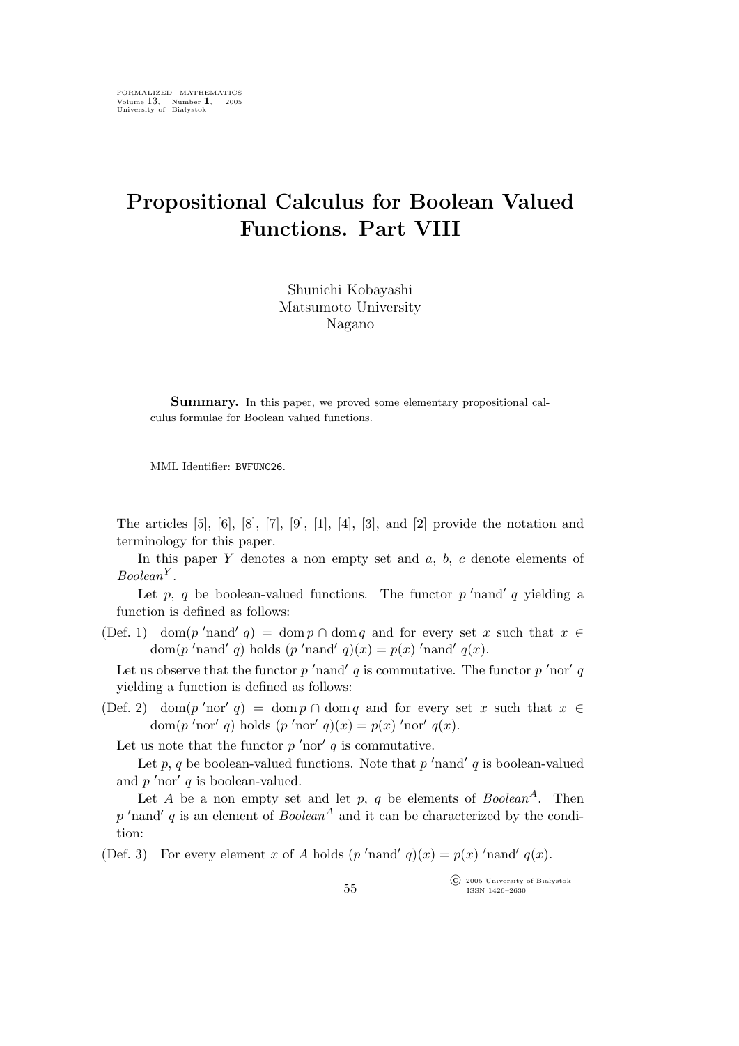# Propositional Calculus for Boolean Valued Functions. Part VIII

Shunichi Kobayashi
Matsumoto University
Nagano

**Summary.** In this paper, we proved some elementary propositional calculus formulae for Boolean valued functions.

MML Identifier: BVFUNC26.

The articles [5], [6], [8], [7], [9], [1], [4], [3], and [2] provide the notation and terminology for this paper.

In this paper $Y$ denotes a non empty set and $a$, $b$, $c$ denote elements of $Boolean^Y$.

Let $p$, $q$ be boolean-valued functions. The functor $p$ 'nand' $q$ yielding a function is defined as follows:

(Def. 1) $\mathrm{dom}(p \text{ 'nand' } q) = \mathrm{dom}\, p \cap \mathrm{dom}\, q$ and for every set $x$ such that $x \in \mathrm{dom}(p \text{ 'nand' } q)$ holds $(p \text{ 'nand' } q)(x) = p(x) \text{ 'nand' } q(x)$.

Let us observe that the functor $p$ 'nand' $q$ is commutative. The functor $p$ 'nor' $q$ yielding a function is defined as follows:

(Def. 2) $\mathrm{dom}(p \text{ 'nor' } q) = \mathrm{dom}\, p \cap \mathrm{dom}\, q$ and for every set $x$ such that $x \in \mathrm{dom}(p \text{ 'nor' } q)$ holds $(p \text{ 'nor' } q)(x) = p(x) \text{ 'nor' } q(x)$.

Let us note that the functor $p$ 'nor' $q$ is commutative.

Let $p$, $q$ be boolean-valued functions. Note that $p$ 'nand' $q$ is boolean-valued and $p$ 'nor' $q$ is boolean-valued.

Let $A$ be a non empty set and let $p$, $q$ be elements of $Boolean^A$. Then $p$ 'nand' $q$ is an element of $Boolean^A$ and it can be characterized by the condition:

(Def. 3) For every element $x$ of $A$ holds $(p \text{ 'nand' } q)(x) = p(x) \text{ 'nand' } q(x)$.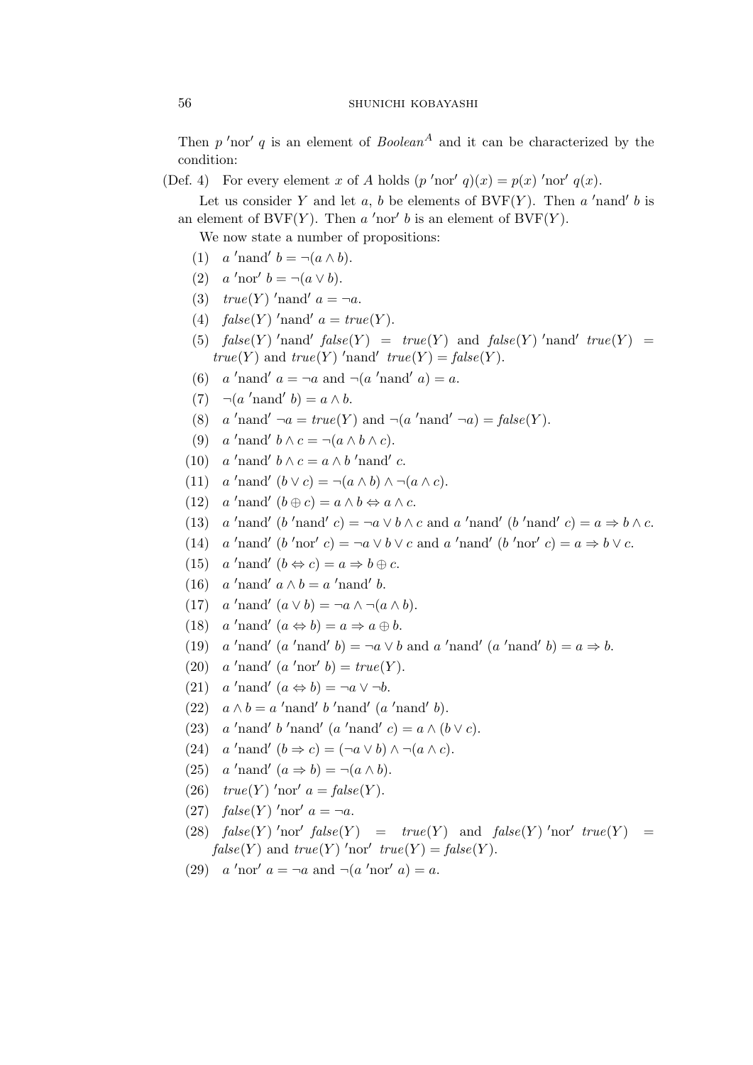Then $p$ 'nor' $q$ is an element of $Boolean^A$ and it can be characterized by the condition:

(Def. 4) For every element $x$ of $A$ holds $(p \text{ 'nor' } q)(x) = p(x) \text{ 'nor' } q(x)$.

Let us consider $Y$ and let $a$, $b$ be elements of $\mathrm{BVF}(Y)$. Then $a$ 'nand' $b$ is an element of $\mathrm{BVF}(Y)$. Then $a$ 'nor' $b$ is an element of $\mathrm{BVF}(Y)$.

We now state a number of propositions:

(1) $a \text{ 'nand' } b = \neg(a \wedge b)$.

(2) $a \text{ 'nor' } b = \neg(a \vee b)$.

(3) $true(Y) \text{ 'nand' } a = \neg a$.

(4) $false(Y) \text{ 'nand' } a = true(Y)$.

(5) $false(Y) \text{ 'nand' } false(Y) = true(Y)$ and $false(Y) \text{ 'nand' } true(Y) = true(Y)$ and $true(Y) \text{ 'nand' } true(Y) = false(Y)$.

(6) $a \text{ 'nand' } a = \neg a$ and $\neg(a \text{ 'nand' } a) = a$.

(7) $\neg(a \text{ 'nand' } b) = a \wedge b$.

(8) $a \text{ 'nand' } \neg a = true(Y)$ and $\neg(a \text{ 'nand' } \neg a) = false(Y)$.

(9) $a \text{ 'nand' } b \wedge c = \neg(a \wedge b \wedge c)$.

(10) $a \text{ 'nand' } b \wedge c = a \wedge b \text{ 'nand' } c$.

(11) $a \text{ 'nand' } (b \vee c) = \neg(a \wedge b) \wedge \neg(a \wedge c)$.

(12) $a \text{ 'nand' } (b \oplus c) = a \wedge b \Leftrightarrow a \wedge c$.

(13) $a \text{ 'nand' } (b \text{ 'nand' } c) = \neg a \vee b \wedge c$ and $a \text{ 'nand' } (b \text{ 'nand' } c) = a \Rightarrow b \wedge c$.

(14) $a \text{ 'nand' } (b \text{ 'nor' } c) = \neg a \vee b \vee c$ and $a \text{ 'nand' } (b \text{ 'nor' } c) = a \Rightarrow b \vee c$.

(15) $a \text{ 'nand' } (b \Leftrightarrow c) = a \Rightarrow b \oplus c$.

(16) $a \text{ 'nand' } a \wedge b = a \text{ 'nand' } b$.

(17) $a \text{ 'nand' } (a \vee b) = \neg a \wedge \neg(a \wedge b)$.

(18) $a \text{ 'nand' } (a \Leftrightarrow b) = a \Rightarrow a \oplus b$.

(19) $a \text{ 'nand' } (a \text{ 'nand' } b) = \neg a \vee b$ and $a \text{ 'nand' } (a \text{ 'nand' } b) = a \Rightarrow b$.

(20) $a \text{ 'nand' } (a \text{ 'nor' } b) = true(Y)$.

(21) $a \text{ 'nand' } (a \Leftrightarrow b) = \neg a \vee \neg b$.

(22) $a \wedge b = a \text{ 'nand' } b \text{ 'nand' } (a \text{ 'nand' } b)$.

(23) $a \text{ 'nand' } b \text{ 'nand' } (a \text{ 'nand' } c) = a \wedge (b \vee c)$.

(24) $a \text{ 'nand' } (b \Rightarrow c) = (\neg a \vee b) \wedge \neg(a \wedge c)$.

(25) $a \text{ 'nand' } (a \Rightarrow b) = \neg(a \wedge b)$.

(26) $true(Y) \text{ 'nor' } a = false(Y)$.

(27) $false(Y) \text{ 'nor' } a = \neg a$.

(28) $false(Y) \text{ 'nor' } false(Y) = true(Y)$ and $false(Y) \text{ 'nor' } true(Y) = false(Y)$ and $true(Y) \text{ 'nor' } true(Y) = false(Y)$.

(29) $a \text{ 'nor' } a = \neg a$ and $\neg(a \text{ 'nor' } a) = a$.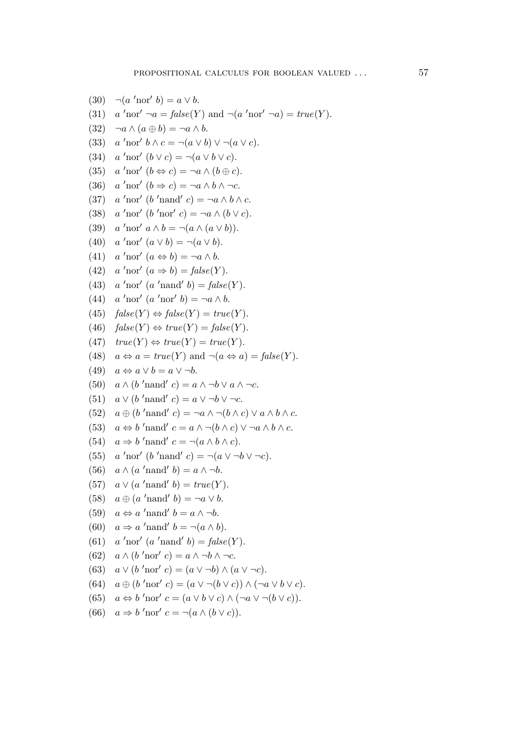(30) $\neg(a \text{ 'nor' } b) = a \vee b$.

(31) $a \text{ 'nor' } \neg a = \mathit{false}(Y)$ and $\neg(a \text{ 'nor' } \neg a) = \mathit{true}(Y)$.

(32) $\neg a \wedge (a \oplus b) = \neg a \wedge b$.

(33) $a \text{ 'nor' } b \wedge c = \neg(a \vee b) \vee \neg(a \vee c)$.

(34) $a \text{ 'nor' } (b \vee c) = \neg(a \vee b \vee c)$.

(35) $a \text{ 'nor' } (b \Leftrightarrow c) = \neg a \wedge (b \oplus c)$.

(36) $a \text{ 'nor' } (b \Rightarrow c) = \neg a \wedge b \wedge \neg c$.

(37) $a \text{ 'nor' } (b \text{ 'nand' } c) = \neg a \wedge b \wedge c$.

(38) $a \text{ 'nor' } (b \text{ 'nor' } c) = \neg a \wedge (b \vee c)$.

(39) $a \text{ 'nor' } a \wedge b = \neg(a \wedge (a \vee b))$.

(40) $a \text{ 'nor' } (a \vee b) = \neg(a \vee b)$.

(41) $a \text{ 'nor' } (a \Leftrightarrow b) = \neg a \wedge b$.

(42) $a \text{ 'nor' } (a \Rightarrow b) = \mathit{false}(Y)$.

(43) $a \text{ 'nor' } (a \text{ 'nand' } b) = \mathit{false}(Y)$.

(44) $a \text{ 'nor' } (a \text{ 'nor' } b) = \neg a \wedge b$.

(45) $\mathit{false}(Y) \Leftrightarrow \mathit{false}(Y) = \mathit{true}(Y)$.

(46) $\mathit{false}(Y) \Leftrightarrow \mathit{true}(Y) = \mathit{false}(Y)$.

(47) $\mathit{true}(Y) \Leftrightarrow \mathit{true}(Y) = \mathit{true}(Y)$.

(48) $a \Leftrightarrow a = \mathit{true}(Y)$ and $\neg(a \Leftrightarrow a) = \mathit{false}(Y)$.

(49) $a \Leftrightarrow a \vee b = a \vee \neg b$.

(50) $a \wedge (b \text{ 'nand' } c) = a \wedge \neg b \vee a \wedge \neg c$.

(51) $a \vee (b \text{ 'nand' } c) = a \vee \neg b \vee \neg c$.

(52) $a \oplus (b \text{ 'nand' } c) = \neg a \wedge \neg(b \wedge c) \vee a \wedge b \wedge c$.

(53) $a \Leftrightarrow b \text{ 'nand' } c = a \wedge \neg(b \wedge c) \vee \neg a \wedge b \wedge c$.

(54) $a \Rightarrow b \text{ 'nand' } c = \neg(a \wedge b \wedge c)$.

(55) $a \text{ 'nor' } (b \text{ 'nand' } c) = \neg(a \vee \neg b \vee \neg c)$.

(56) $a \wedge (a \text{ 'nand' } b) = a \wedge \neg b$.

(57) $a \vee (a \text{ 'nand' } b) = \mathit{true}(Y)$.

(58) $a \oplus (a \text{ 'nand' } b) = \neg a \vee b$.

(59) $a \Leftrightarrow a \text{ 'nand' } b = a \wedge \neg b$.

(60) $a \Rightarrow a \text{ 'nand' } b = \neg(a \wedge b)$.

(61) $a \text{ 'nor' } (a \text{ 'nand' } b) = \mathit{false}(Y)$.

(62) $a \wedge (b \text{ 'nor' } c) = a \wedge \neg b \wedge \neg c$.

(63) $a \vee (b \text{ 'nor' } c) = (a \vee \neg b) \wedge (a \vee \neg c)$.

(64) $a \oplus (b \text{ 'nor' } c) = (a \vee \neg(b \vee c)) \wedge (\neg a \vee b \vee c)$.

(65) $a \Leftrightarrow b \text{ 'nor' } c = (a \vee b \vee c) \wedge (\neg a \vee \neg(b \vee c))$.

(66) $a \Rightarrow b \text{ 'nor' } c = \neg(a \wedge (b \vee c))$.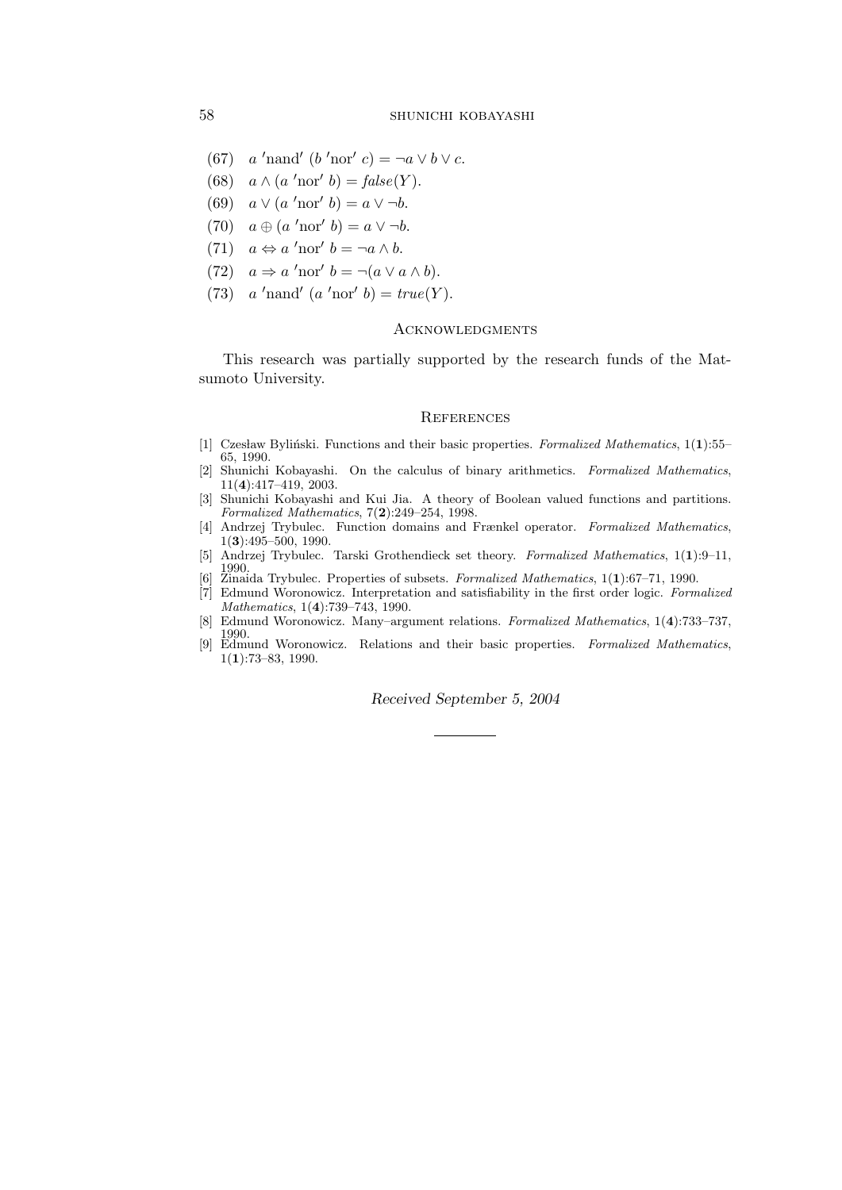(67) $a$ 'nand' $(b$ 'nor' $c) = \neg a \vee b \vee c$.

(68) $a \wedge (a$ 'nor' $b) = \mathit{false}(Y)$.

(69) $a \vee (a$ 'nor' $b) = a \vee \neg b$.

(70) $a \oplus (a$ 'nor' $b) = a \vee \neg b$.

(71) $a \Leftrightarrow a$ 'nor' $b = \neg a \wedge b$.

(72) $a \Rightarrow a$ 'nor' $b = \neg(a \vee a \wedge b)$.

(73) $a$ 'nand' $(a$ 'nor' $b) = \mathit{true}(Y)$.

## Acknowledgments

This research was partially supported by the research funds of the Matsumoto University.

## References

[1] Czesław Byliński. Functions and their basic properties. *Formalized Mathematics*, 1(**1**):55–65, 1990.

[2] Shunichi Kobayashi. On the calculus of binary arithmetics. *Formalized Mathematics*, 11(**4**):417–419, 2003.

[3] Shunichi Kobayashi and Kui Jia. A theory of Boolean valued functions and partitions. *Formalized Mathematics*, 7(**2**):249–254, 1998.

[4] Andrzej Trybulec. Function domains and Frænkel operator. *Formalized Mathematics*, 1(**3**):495–500, 1990.

[5] Andrzej Trybulec. Tarski Grothendieck set theory. *Formalized Mathematics*, 1(**1**):9–11, 1990.

[6] Zinaida Trybulec. Properties of subsets. *Formalized Mathematics*, 1(**1**):67–71, 1990.

[7] Edmund Woronowicz. Interpretation and satisfiability in the first order logic. *Formalized Mathematics*, 1(**4**):739–743, 1990.

[8] Edmund Woronowicz. Many–argument relations. *Formalized Mathematics*, 1(**4**):733–737, 1990.

[9] Edmund Woronowicz. Relations and their basic properties. *Formalized Mathematics*, 1(**1**):73–83, 1990.

*Received September 5, 2004*